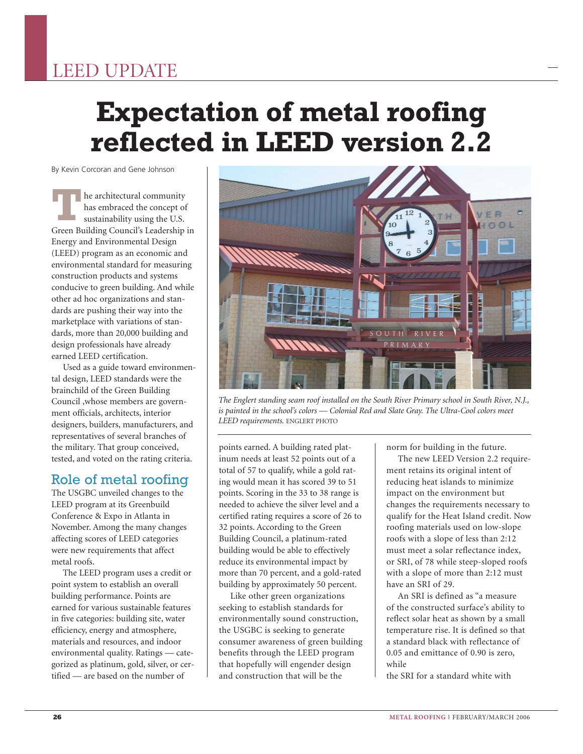LEED UPDATE

# Expectation of metal roofing reflected in LEED version 2.2

By Kevin Corcoran and Gene Johnson

The architectural community has embraced the concept of sustainability using the U.S. Green Building Council's Leadership in Energy and Environmental Design (LEED) program as an economic and environmental standard for measuring construction products and systems conducive to green building. And while other ad hoc organizations and standards are pushing their way into the marketplace with variations of standards, more than 20,000 building and design professionals have already earned LEED certification.

Used as a guide toward environmental design, LEED standards were the brainchild of the Green Building Council ,whose members are government officials, architects, interior designers, builders, manufacturers, and representatives of several branches of the military. That group conceived, tested, and voted on the rating criteria.

*The Englert standing seam roof installed on the South River Primary school in South River, N.J., is painted in the school's colors — Colonial Red and Slate Gray. The Ultra-Cool colors meet LEED requirements.* ENGLERT PHOTO

## Role of metal roofing

The USGBC unveiled changes to the LEED program at its Greenbuild Conference & Expo in Atlanta in November. Among the many changes affecting scores of LEED categories were new requirements that affect metal roofs.

The LEED program uses a credit or point system to establish an overall building performance. Points are earned for various sustainable features in five categories: building site, water efficiency, energy and atmosphere, materials and resources, and indoor environmental quality. Ratings — categorized as platinum, gold, silver, or certified — are based on the number of points earned. A building rated platinum needs at least 52 points out of a total of 57 to qualify, while a gold rating would mean it has scored 39 to 51 points. Scoring in the 33 to 38 range is needed to achieve the silver level and a certified rating requires a score of 26 to 32 points. According to the Green Building Council, a platinum-rated building would be able to effectively reduce its environmental impact by more than 70 percent, and a gold-rated building by approximately 50 percent.

Like other green organizations seeking to establish standards for environmentally sound construction, the USGBC is seeking to generate consumer awareness of green building benefits through the LEED program that hopefully will engender design and construction that will be the norm for building in the future.

The new LEED Version 2.2 requirement retains its original intent of reducing heat islands to minimize impact on the environment but changes the requirements necessary to qualify for the Heat Island credit. Now roofing materials used on low-slope roofs with a slope of less than 2:12 must meet a solar reflectance index, or SRI, of 78 while steep-sloped roofs with a slope of more than 2:12 must have an SRI of 29.

An SRI is defined as "a measure of the constructed surface's ability to reflect solar heat as shown by a small temperature rise. It is defined so that a standard black with reflectance of 0.05 and emittance of 0.90 is zero, while the SRI for a standard white with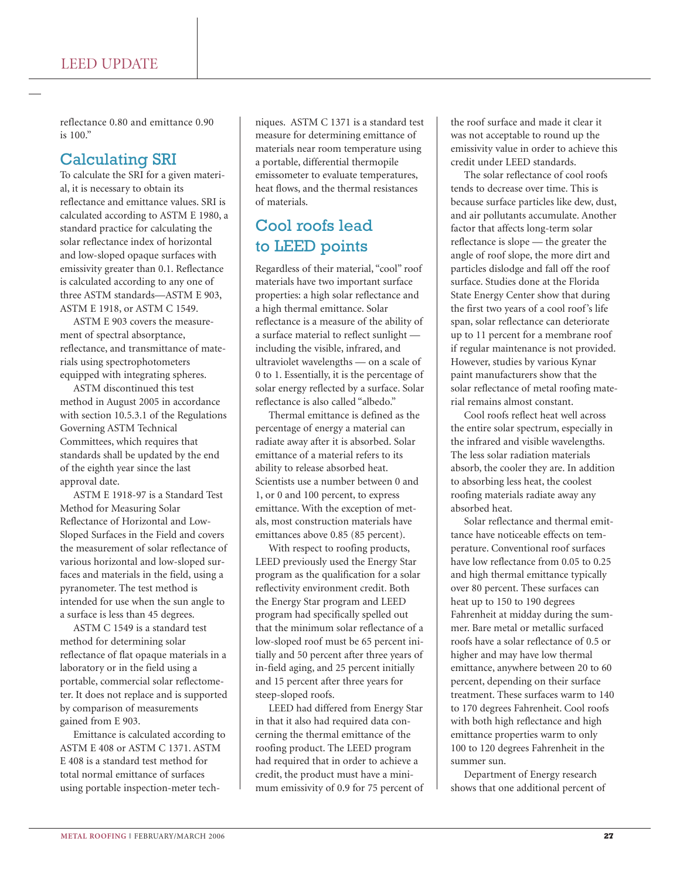reflectance 0.80 and emittance 0.90 is 100."

## Calculating SRI

To calculate the SRI for a given material, it is necessary to obtain its reflectance and emittance values. SRI is calculated according to ASTM E 1980, a standard practice for calculating the solar reflectance index of horizontal and low-sloped opaque surfaces with emissivity greater than 0.1. Reflectance is calculated according to any one of three ASTM standards—ASTM E 903, ASTM E 1918, or ASTM C 1549.

ASTM E 903 covers the measurement of spectral absorptance, reflectance, and transmittance of materials using spectrophotometers equipped with integrating spheres.

ASTM discontinued this test method in August 2005 in accordance with section 10.5.3.1 of the Regulations Governing ASTM Technical Committees, which requires that standards shall be updated by the end of the eighth year since the last approval date.

ASTM E 1918-97 is a Standard Test Method for Measuring Solar Reflectance of Horizontal and Low-Sloped Surfaces in the Field and covers the measurement of solar reflectance of various horizontal and low-sloped surfaces and materials in the field, using a pyranometer. The test method is intended for use when the sun angle to a surface is less than 45 degrees.

ASTM C 1549 is a standard test method for determining solar reflectance of flat opaque materials in a laboratory or in the field using a portable, commercial solar reflectometer. It does not replace and is supported by comparison of measurements gained from E 903.

Emittance is calculated according to ASTM E 408 or ASTM C 1371. ASTM E 408 is a standard test method for total normal emittance of surfaces using portable inspection-meter techniques. ASTM C 1371 is a standard test measure for determining emittance of materials near room temperature using a portable, differential thermopile emissometer to evaluate temperatures, heat flows, and the thermal resistances of materials.

## Cool roofs lead to LEED points

Regardless of their material, "cool" roof materials have two important surface properties: a high solar reflectance and a high thermal emittance. Solar reflectance is a measure of the ability of a surface material to reflect sunlight — including the visible, infrared, and ultraviolet wavelengths — on a scale of 0 to 1. Essentially, it is the percentage of solar energy reflected by a surface. Solar reflectance is also called "albedo."

Thermal emittance is defined as the percentage of energy a material can radiate away after it is absorbed. Solar emittance of a material refers to its ability to release absorbed heat. Scientists use a number between 0 and 1, or 0 and 100 percent, to express emittance. With the exception of metals, most construction materials have emittances above 0.85 (85 percent).

With respect to roofing products, LEED previously used the Energy Star program as the qualification for a solar reflectivity environment credit. Both the Energy Star program and LEED program had specifically spelled out that the minimum solar reflectance of a low-sloped roof must be 65 percent initially and 50 percent after three years of in-field aging, and 25 percent initially and 15 percent after three years for steep-sloped roofs.

LEED had differed from Energy Star in that it also had required data concerning the thermal emittance of the roofing product. The LEED program had required that in order to achieve a credit, the product must have a minimum emissivity of 0.9 for 75 percent of the roof surface and made it clear it was not acceptable to round up the emissivity value in order to achieve this credit under LEED standards.

The solar reflectance of cool roofs tends to decrease over time. This is because surface particles like dew, dust, and air pollutants accumulate. Another factor that affects long-term solar reflectance is slope — the greater the angle of roof slope, the more dirt and particles dislodge and fall off the roof surface. Studies done at the Florida State Energy Center show that during the first two years of a cool roof's life span, solar reflectance can deteriorate up to 11 percent for a membrane roof if regular maintenance is not provided. However, studies by various Kynar paint manufacturers show that the solar reflectance of metal roofing material remains almost constant.

Cool roofs reflect heat well across the entire solar spectrum, especially in the infrared and visible wavelengths. The less solar radiation materials absorb, the cooler they are. In addition to absorbing less heat, the coolest roofing materials radiate away any absorbed heat.

Solar reflectance and thermal emittance have noticeable effects on temperature. Conventional roof surfaces have low reflectance from 0.05 to 0.25 and high thermal emittance typically over 80 percent. These surfaces can heat up to 150 to 190 degrees Fahrenheit at midday during the summer. Bare metal or metallic surfaced roofs have a solar reflectance of 0.5 or higher and may have low thermal emittance, anywhere between 20 to 60 percent, depending on their surface treatment. These surfaces warm to 140 to 170 degrees Fahrenheit. Cool roofs with both high reflectance and high emittance properties warm to only 100 to 120 degrees Fahrenheit in the summer sun.

Department of Energy research shows that one additional percent of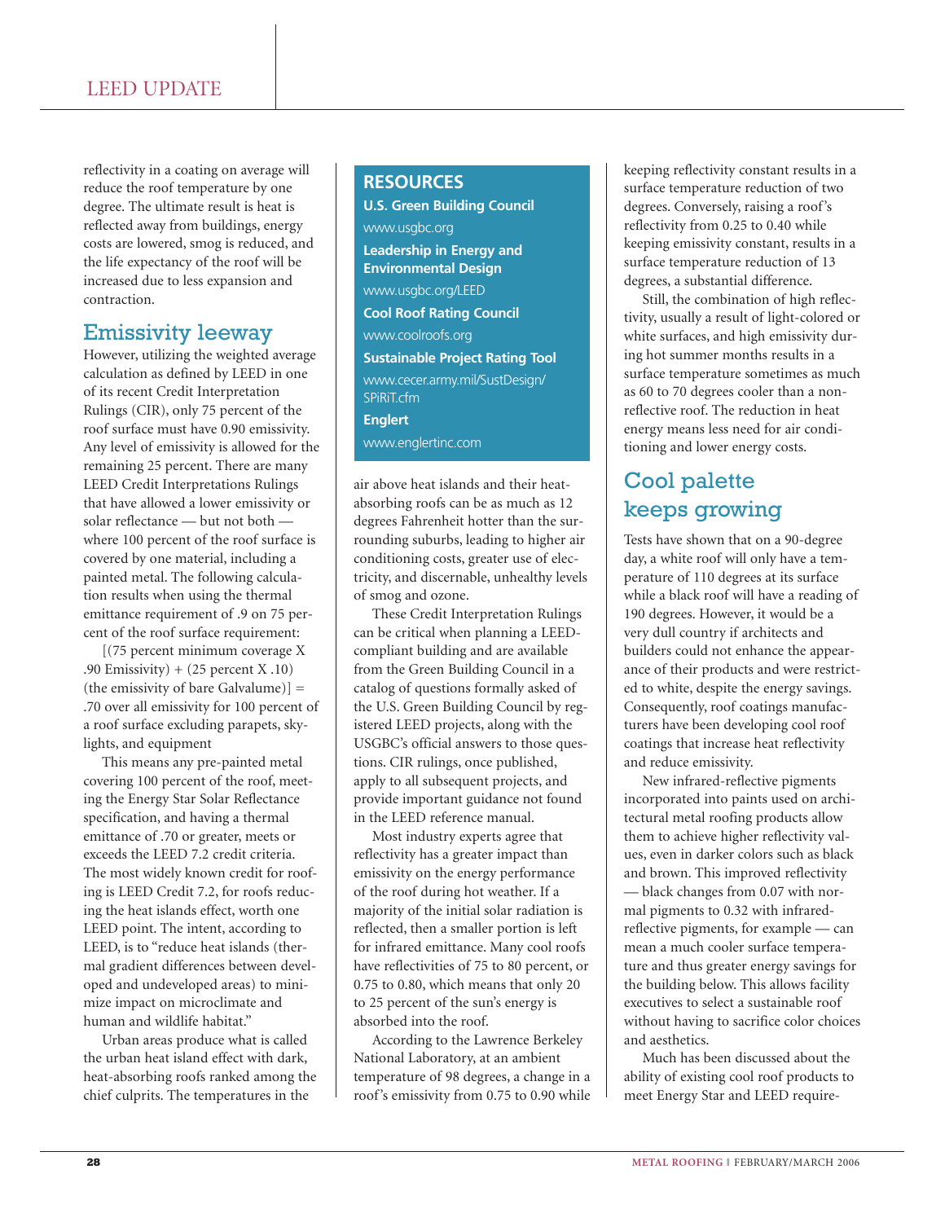reflectivity in a coating on average will reduce the roof temperature by one degree. The ultimate result is heat is reflected away from buildings, energy costs are lowered, smog is reduced, and the life expectancy of the roof will be increased due to less expansion and contraction.

## Emissivity leeway

However, utilizing the weighted average calculation as defined by LEED in one of its recent Credit Interpretation Rulings (CIR), only 75 percent of the roof surface must have 0.90 emissivity. Any level of emissivity is allowed for the remaining 25 percent. There are many LEED Credit Interpretations Rulings that have allowed a lower emissivity or solar reflectance — but not both — where 100 percent of the roof surface is covered by one material, including a painted metal. The following calculation results when using the thermal emittance requirement of .9 on 75 percent of the roof surface requirement:

[(75 percent minimum coverage X .90 Emissivity) + (25 percent X .10) (the emissivity of bare Galvalume)] = .70 over all emissivity for 100 percent of a roof surface excluding parapets, skylights, and equipment

This means any pre-painted metal covering 100 percent of the roof, meeting the Energy Star Solar Reflectance specification, and having a thermal emittance of .70 or greater, meets or exceeds the LEED 7.2 credit criteria. The most widely known credit for roofing is LEED Credit 7.2, for roofs reducing the heat islands effect, worth one LEED point. The intent, according to LEED, is to "reduce heat islands (thermal gradient differences between developed and undeveloped areas) to minimize impact on microclimate and human and wildlife habitat."

Urban areas produce what is called the urban heat island effect with dark, heat-absorbing roofs ranked among the chief culprits. The temperatures in the air above heat islands and their heat-absorbing roofs can be as much as 12 degrees Fahrenheit hotter than the surrounding suburbs, leading to higher air conditioning costs, greater use of electricity, and discernable, unhealthy levels of smog and ozone.

These Credit Interpretation Rulings can be critical when planning a LEED-compliant building and are available from the Green Building Council in a catalog of questions formally asked of the U.S. Green Building Council by registered LEED projects, along with the USGBC's official answers to those questions. CIR rulings, once published, apply to all subsequent projects, and provide important guidance not found in the LEED reference manual.

Most industry experts agree that reflectivity has a greater impact than emissivity on the energy performance of the roof during hot weather. If a majority of the initial solar radiation is reflected, then a smaller portion is left for infrared emittance. Many cool roofs have reflectivities of 75 to 80 percent, or 0.75 to 0.80, which means that only 20 to 25 percent of the sun's energy is absorbed into the roof.

According to the Lawrence Berkeley National Laboratory, at an ambient temperature of 98 degrees, a change in a roof's emissivity from 0.75 to 0.90 while keeping reflectivity constant results in a surface temperature reduction of two degrees. Conversely, raising a roof's reflectivity from 0.25 to 0.40 while keeping emissivity constant, results in a surface temperature reduction of 13 degrees, a substantial difference.

Still, the combination of high reflectivity, usually a result of light-colored or white surfaces, and high emissivity during hot summer months results in a surface temperature sometimes as much as 60 to 70 degrees cooler than a non-reflective roof. The reduction in heat energy means less need for air conditioning and lower energy costs.

## Cool palette keeps growing

Tests have shown that on a 90-degree day, a white roof will only have a temperature of 110 degrees at its surface while a black roof will have a reading of 190 degrees. However, it would be a very dull country if architects and builders could not enhance the appearance of their products and were restricted to white, despite the energy savings. Consequently, roof coatings manufacturers have been developing cool roof coatings that increase heat reflectivity and reduce emissivity.

New infrared-reflective pigments incorporated into paints used on architectural metal roofing products allow them to achieve higher reflectivity values, even in darker colors such as black and brown. This improved reflectivity — black changes from 0.07 with normal pigments to 0.32 with infrared-reflective pigments, for example — can mean a much cooler surface temperature and thus greater energy savings for the building below. This allows facility executives to select a sustainable roof without having to sacrifice color choices and aesthetics.

Much has been discussed about the ability of existing cool roof products to meet Energy Star and LEED require-

### RESOURCES

**U.S. Green Building Council**
www.usgbc.org

**Leadership in Energy and Environmental Design**
www.usgbc.org/LEED

**Cool Roof Rating Council**
www.coolroofs.org

**Sustainable Project Rating Tool**
www.cecer.army.mil/SustDesign/SPiRiT.cfm

**Englert**
www.englertinc.com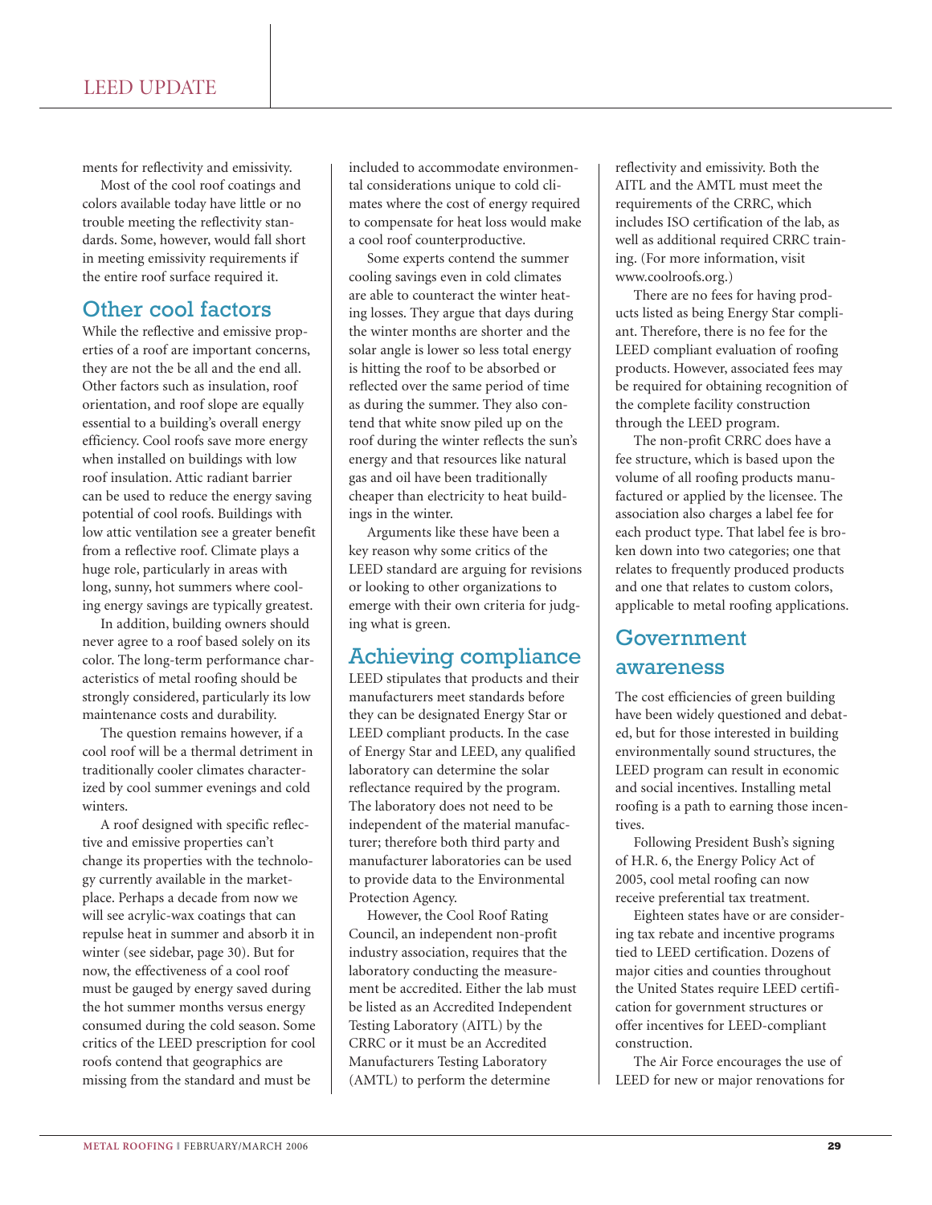ments for reflectivity and emissivity.

Most of the cool roof coatings and colors available today have little or no trouble meeting the reflectivity standards. Some, however, would fall short in meeting emissivity requirements if the entire roof surface required it.

## Other cool factors

While the reflective and emissive properties of a roof are important concerns, they are not the be all and the end all. Other factors such as insulation, roof orientation, and roof slope are equally essential to a building's overall energy efficiency. Cool roofs save more energy when installed on buildings with low roof insulation. Attic radiant barrier can be used to reduce the energy saving potential of cool roofs. Buildings with low attic ventilation see a greater benefit from a reflective roof. Climate plays a huge role, particularly in areas with long, sunny, hot summers where cooling energy savings are typically greatest.

In addition, building owners should never agree to a roof based solely on its color. The long-term performance characteristics of metal roofing should be strongly considered, particularly its low maintenance costs and durability.

The question remains however, if a cool roof will be a thermal detriment in traditionally cooler climates characterized by cool summer evenings and cold winters.

A roof designed with specific reflective and emissive properties can't change its properties with the technology currently available in the marketplace. Perhaps a decade from now we will see acrylic-wax coatings that can repulse heat in summer and absorb it in winter (see sidebar, page 30). But for now, the effectiveness of a cool roof must be gauged by energy saved during the hot summer months versus energy consumed during the cold season. Some critics of the LEED prescription for cool roofs contend that geographics are missing from the standard and must be included to accommodate environmental considerations unique to cold climates where the cost of energy required to compensate for heat loss would make a cool roof counterproductive.

Some experts contend the summer cooling savings even in cold climates are able to counteract the winter heating losses. They argue that days during the winter months are shorter and the solar angle is lower so less total energy is hitting the roof to be absorbed or reflected over the same period of time as during the summer. They also contend that white snow piled up on the roof during the winter reflects the sun's energy and that resources like natural gas and oil have been traditionally cheaper than electricity to heat buildings in the winter.

Arguments like these have been a key reason why some critics of the LEED standard are arguing for revisions or looking to other organizations to emerge with their own criteria for judging what is green.

## Achieving compliance

LEED stipulates that products and their manufacturers meet standards before they can be designated Energy Star or LEED compliant products. In the case of Energy Star and LEED, any qualified laboratory can determine the solar reflectance required by the program. The laboratory does not need to be independent of the material manufacturer; therefore both third party and manufacturer laboratories can be used to provide data to the Environmental Protection Agency.

However, the Cool Roof Rating Council, an independent non-profit industry association, requires that the laboratory conducting the measurement be accredited. Either the lab must be listed as an Accredited Independent Testing Laboratory (AITL) by the CRRC or it must be an Accredited Manufacturers Testing Laboratory (AMTL) to perform the determine reflectivity and emissivity. Both the AITL and the AMTL must meet the requirements of the CRRC, which includes ISO certification of the lab, as well as additional required CRRC training. (For more information, visit www.coolroofs.org.)

There are no fees for having products listed as being Energy Star compliant. Therefore, there is no fee for the LEED compliant evaluation of roofing products. However, associated fees may be required for obtaining recognition of the complete facility construction through the LEED program.

The non-profit CRRC does have a fee structure, which is based upon the volume of all roofing products manufactured or applied by the licensee. The association also charges a label fee for each product type. That label fee is broken down into two categories; one that relates to frequently produced products and one that relates to custom colors, applicable to metal roofing applications.

## Government awareness

The cost efficiencies of green building have been widely questioned and debated, but for those interested in building environmentally sound structures, the LEED program can result in economic and social incentives. Installing metal roofing is a path to earning those incentives.

Following President Bush's signing of H.R. 6, the Energy Policy Act of 2005, cool metal roofing can now receive preferential tax treatment.

Eighteen states have or are considering tax rebate and incentive programs tied to LEED certification. Dozens of major cities and counties throughout the United States require LEED certification for government structures or offer incentives for LEED-compliant construction.

The Air Force encourages the use of LEED for new or major renovations for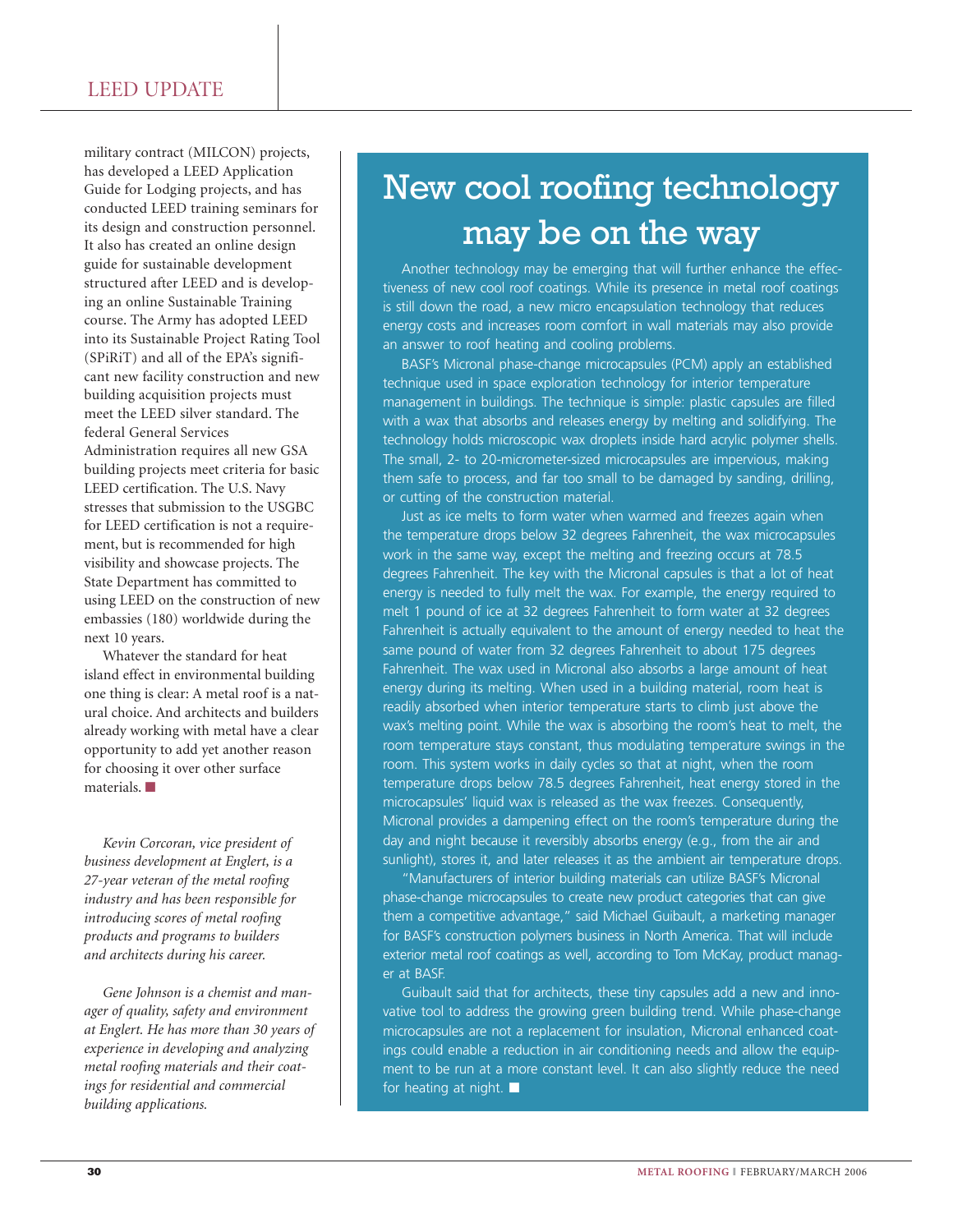military contract (MILCON) projects, has developed a LEED Application Guide for Lodging projects, and has conducted LEED training seminars for its design and construction personnel. It also has created an online design guide for sustainable development structured after LEED and is developing an online Sustainable Training course. The Army has adopted LEED into its Sustainable Project Rating Tool (SPiRiT) and all of the EPA's significant new facility construction and new building acquisition projects must meet the LEED silver standard. The federal General Services Administration requires all new GSA building projects meet criteria for basic LEED certification. The U.S. Navy stresses that submission to the USGBC for LEED certification is not a requirement, but is recommended for high visibility and showcase projects. The State Department has committed to using LEED on the construction of new embassies (180) worldwide during the next 10 years.

Whatever the standard for heat island effect in environmental building one thing is clear: A metal roof is a natural choice. And architects and builders already working with metal have a clear opportunity to add yet another reason for choosing it over other surface materials. ■

*Kevin Corcoran, vice president of business development at Englert, is a 27-year veteran of the metal roofing industry and has been responsible for introducing scores of metal roofing products and programs to builders and architects during his career.*

*Gene Johnson is a chemist and manager of quality, safety and environment at Englert. He has more than 30 years of experience in developing and analyzing metal roofing materials and their coatings for residential and commercial building applications.*

# New cool roofing technology may be on the way

Another technology may be emerging that will further enhance the effectiveness of new cool roof coatings. While its presence in metal roof coatings is still down the road, a new micro encapsulation technology that reduces energy costs and increases room comfort in wall materials may also provide an answer to roof heating and cooling problems.

BASF's Micronal phase-change microcapsules (PCM) apply an established technique used in space exploration technology for interior temperature management in buildings. The technique is simple: plastic capsules are filled with a wax that absorbs and releases energy by melting and solidifying. The technology holds microscopic wax droplets inside hard acrylic polymer shells. The small, 2- to 20-micrometer-sized microcapsules are impervious, making them safe to process, and far too small to be damaged by sanding, drilling, or cutting of the construction material.

Just as ice melts to form water when warmed and freezes again when the temperature drops below 32 degrees Fahrenheit, the wax microcapsules work in the same way, except the melting and freezing occurs at 78.5 degrees Fahrenheit. The key with the Micronal capsules is that a lot of heat energy is needed to fully melt the wax. For example, the energy required to melt 1 pound of ice at 32 degrees Fahrenheit to form water at 32 degrees Fahrenheit is actually equivalent to the amount of energy needed to heat the same pound of water from 32 degrees Fahrenheit to about 175 degrees Fahrenheit. The wax used in Micronal also absorbs a large amount of heat energy during its melting. When used in a building material, room heat is readily absorbed when interior temperature starts to climb just above the wax's melting point. While the wax is absorbing the room's heat to melt, the room temperature stays constant, thus modulating temperature swings in the room. This system works in daily cycles so that at night, when the room temperature drops below 78.5 degrees Fahrenheit, heat energy stored in the microcapsules' liquid wax is released as the wax freezes. Consequently, Micronal provides a dampening effect on the room's temperature during the day and night because it reversibly absorbs energy (e.g., from the air and sunlight), stores it, and later releases it as the ambient air temperature drops.

"Manufacturers of interior building materials can utilize BASF's Micronal phase-change microcapsules to create new product categories that can give them a competitive advantage," said Michael Guibault, a marketing manager for BASF's construction polymers business in North America. That will include exterior metal roof coatings as well, according to Tom McKay, product manager at BASF.

Guibault said that for architects, these tiny capsules add a new and innovative tool to address the growing green building trend. While phase-change microcapsules are not a replacement for insulation, Micronal enhanced coatings could enable a reduction in air conditioning needs and allow the equipment to be run at a more constant level. It can also slightly reduce the need for heating at night. ■